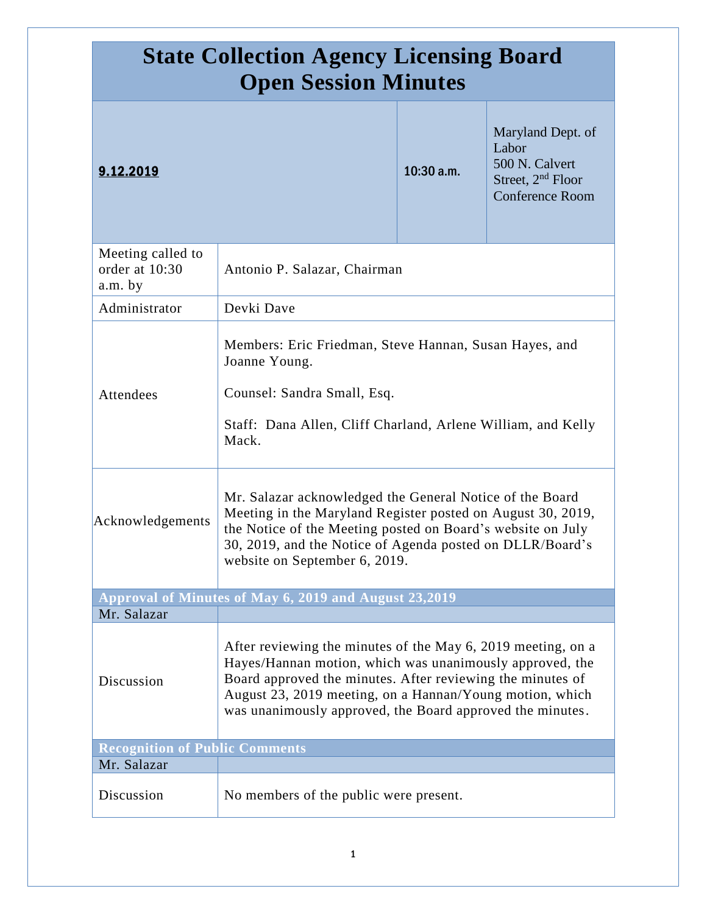# State Collection Agency Licensing Board
# Open Session Minutes

| **9.12.2019** | **10:30 a.m.** | Maryland Dept. of Labor<br>500 N. Calvert Street, 2nd Floor Conference Room |
|---|---|---|

| | |
|---|---|
| Meeting called to order at 10:30 a.m. by | Antonio P. Salazar, Chairman |
| Administrator | Devki Dave |
| Attendees | Members: Eric Friedman, Steve Hannan, Susan Hayes, and Joanne Young.<br><br>Counsel: Sandra Small, Esq.<br><br>Staff: Dana Allen, Cliff Charland, Arlene William, and Kelly Mack. |
| Acknowledgements | Mr. Salazar acknowledged the General Notice of the Board Meeting in the Maryland Register posted on August 30, 2019, the Notice of the Meeting posted on Board's website on July 30, 2019, and the Notice of Agenda posted on DLLR/Board's website on September 6, 2019. |
| **Approval of Minutes of May 6, 2019 and August 23,2019** | |
| Mr. Salazar | |
| Discussion | After reviewing the minutes of the May 6, 2019 meeting, on a Hayes/Hannan motion, which was unanimously approved, the Board approved the minutes. After reviewing the minutes of August 23, 2019 meeting, on a Hannan/Young motion, which was unanimously approved, the Board approved the minutes. |
| **Recognition of Public Comments** | |
| Mr. Salazar | |
| Discussion | No members of the public were present. |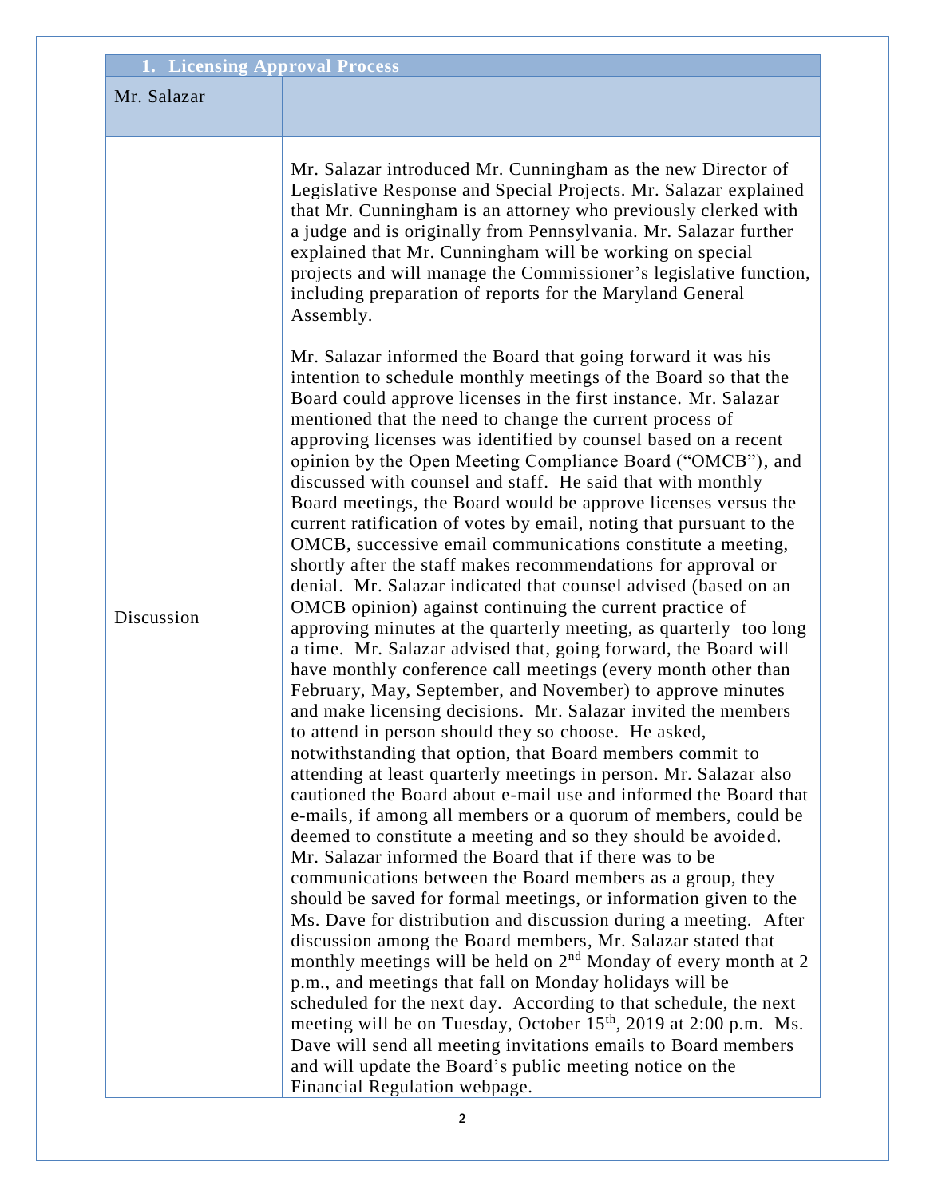| 1. Licensing Approval Process | |
|---|---|
| Mr. Salazar | |
| Discussion | Mr. Salazar introduced Mr. Cunningham as the new Director of Legislative Response and Special Projects. Mr. Salazar explained that Mr. Cunningham is an attorney who previously clerked with a judge and is originally from Pennsylvania. Mr. Salazar further explained that Mr. Cunningham will be working on special projects and will manage the Commissioner's legislative function, including preparation of reports for the Maryland General Assembly.<br><br>Mr. Salazar informed the Board that going forward it was his intention to schedule monthly meetings of the Board so that the Board could approve licenses in the first instance. Mr. Salazar mentioned that the need to change the current process of approving licenses was identified by counsel based on a recent opinion by the Open Meeting Compliance Board ("OMCB"), and discussed with counsel and staff. He said that with monthly Board meetings, the Board would be approve licenses versus the current ratification of votes by email, noting that pursuant to the OMCB, successive email communications constitute a meeting, shortly after the staff makes recommendations for approval or denial. Mr. Salazar indicated that counsel advised (based on an OMCB opinion) against continuing the current practice of approving minutes at the quarterly meeting, as quarterly too long a time. Mr. Salazar advised that, going forward, the Board will have monthly conference call meetings (every month other than February, May, September, and November) to approve minutes and make licensing decisions. Mr. Salazar invited the members to attend in person should they so choose. He asked, notwithstanding that option, that Board members commit to attending at least quarterly meetings in person. Mr. Salazar also cautioned the Board about e-mail use and informed the Board that e-mails, if among all members or a quorum of members, could be deemed to constitute a meeting and so they should be avoided. Mr. Salazar informed the Board that if there was to be communications between the Board members as a group, they should be saved for formal meetings, or information given to the Ms. Dave for distribution and discussion during a meeting. After discussion among the Board members, Mr. Salazar stated that monthly meetings will be held on 2nd Monday of every month at 2 p.m., and meetings that fall on Monday holidays will be scheduled for the next day. According to that schedule, the next meeting will be on Tuesday, October 15th, 2019 at 2:00 p.m. Ms. Dave will send all meeting invitations emails to Board members and will update the Board's public meeting notice on the Financial Regulation webpage. |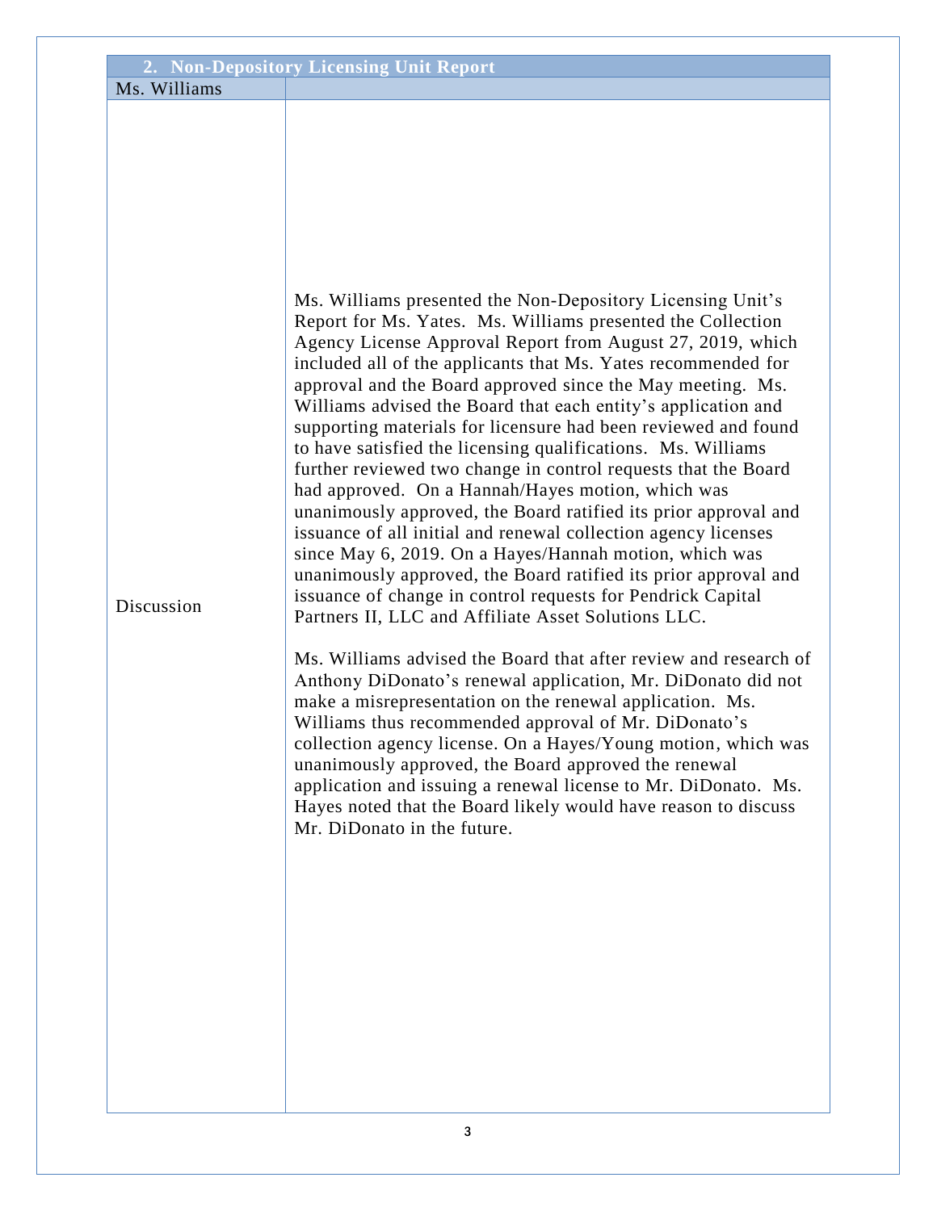| 2. Non-Depository Licensing Unit Report | |
|---|---|
| Ms. Williams | |
| Discussion | Ms. Williams presented the Non-Depository Licensing Unit's Report for Ms. Yates. Ms. Williams presented the Collection Agency License Approval Report from August 27, 2019, which included all of the applicants that Ms. Yates recommended for approval and the Board approved since the May meeting. Ms. Williams advised the Board that each entity's application and supporting materials for licensure had been reviewed and found to have satisfied the licensing qualifications. Ms. Williams further reviewed two change in control requests that the Board had approved. On a Hannah/Hayes motion, which was unanimously approved, the Board ratified its prior approval and issuance of all initial and renewal collection agency licenses since May 6, 2019. On a Hayes/Hannah motion, which was unanimously approved, the Board ratified its prior approval and issuance of change in control requests for Pendrick Capital Partners II, LLC and Affiliate Asset Solutions LLC.<br><br>Ms. Williams advised the Board that after review and research of Anthony DiDonato's renewal application, Mr. DiDonato did not make a misrepresentation on the renewal application. Ms. Williams thus recommended approval of Mr. DiDonato's collection agency license. On a Hayes/Young motion, which was unanimously approved, the Board approved the renewal application and issuing a renewal license to Mr. DiDonato. Ms. Hayes noted that the Board likely would have reason to discuss Mr. DiDonato in the future. |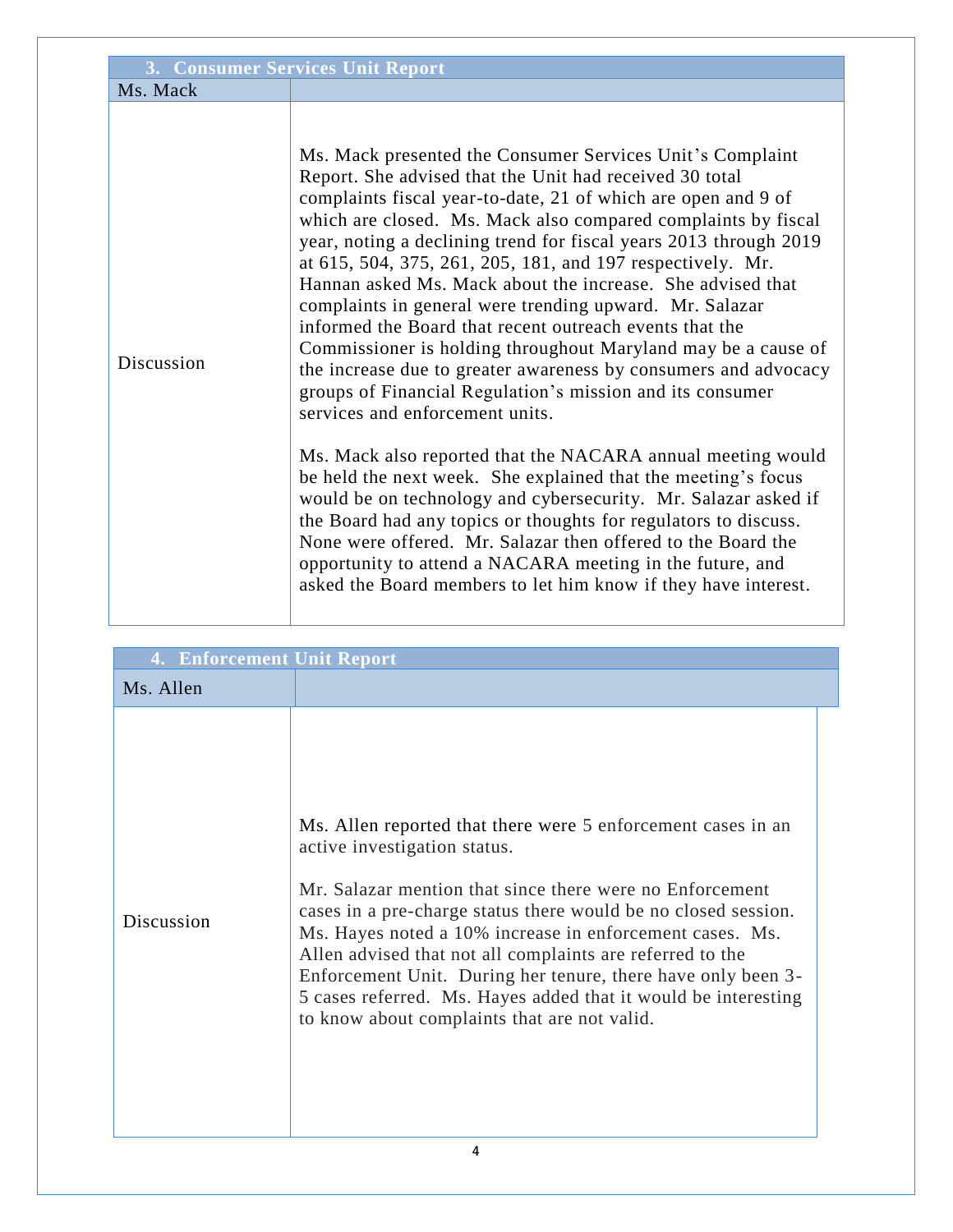| 3. Consumer Services Unit Report | |
|---|---|
| Ms. Mack | |
| Discussion | Ms. Mack presented the Consumer Services Unit's Complaint Report. She advised that the Unit had received 30 total complaints fiscal year-to-date, 21 of which are open and 9 of which are closed. Ms. Mack also compared complaints by fiscal year, noting a declining trend for fiscal years 2013 through 2019 at 615, 504, 375, 261, 205, 181, and 197 respectively. Mr. Hannan asked Ms. Mack about the increase. She advised that complaints in general were trending upward. Mr. Salazar informed the Board that recent outreach events that the Commissioner is holding throughout Maryland may be a cause of the increase due to greater awareness by consumers and advocacy groups of Financial Regulation's mission and its consumer services and enforcement units.<br><br>Ms. Mack also reported that the NACARA annual meeting would be held the next week. She explained that the meeting's focus would be on technology and cybersecurity. Mr. Salazar asked if the Board had any topics or thoughts for regulators to discuss. None were offered. Mr. Salazar then offered to the Board the opportunity to attend a NACARA meeting in the future, and asked the Board members to let him know if they have interest. |

| 4. Enforcement Unit Report | |
|---|---|
| Ms. Allen | |
| Discussion | Ms. Allen reported that there were 5 enforcement cases in an active investigation status.<br><br>Mr. Salazar mention that since there were no Enforcement cases in a pre-charge status there would be no closed session. Ms. Hayes noted a 10% increase in enforcement cases. Ms. Allen advised that not all complaints are referred to the Enforcement Unit. During her tenure, there have only been 3-5 cases referred. Ms. Hayes added that it would be interesting to know about complaints that are not valid. |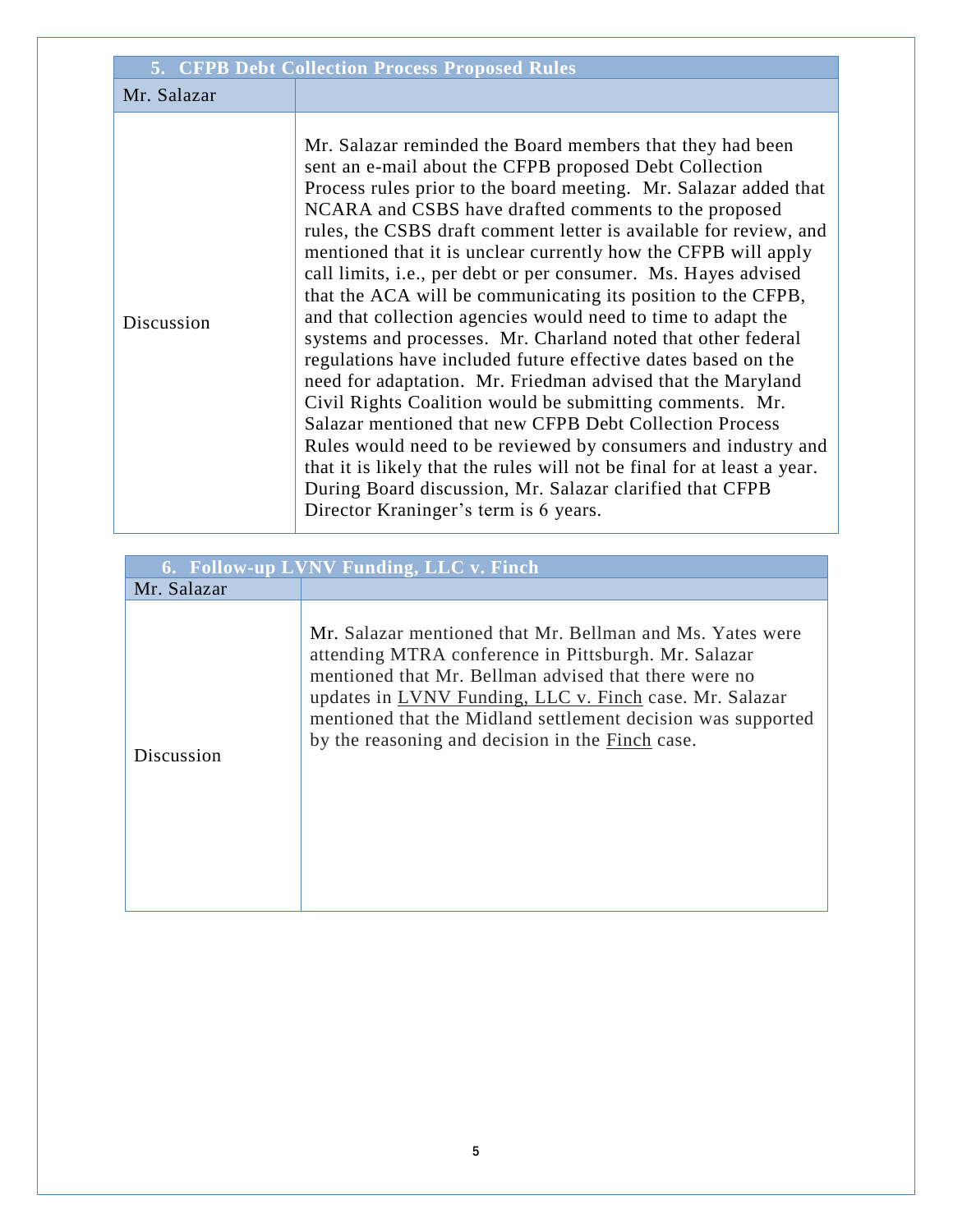| 5. CFPB Debt Collection Process Proposed Rules | |
|---|---|
| Mr. Salazar | |
| Discussion | Mr. Salazar reminded the Board members that they had been sent an e-mail about the CFPB proposed Debt Collection Process rules prior to the board meeting. Mr. Salazar added that NCARA and CSBS have drafted comments to the proposed rules, the CSBS draft comment letter is available for review, and mentioned that it is unclear currently how the CFPB will apply call limits, i.e., per debt or per consumer. Ms. Hayes advised that the ACA will be communicating its position to the CFPB, and that collection agencies would need to time to adapt the systems and processes. Mr. Charland noted that other federal regulations have included future effective dates based on the need for adaptation. Mr. Friedman advised that the Maryland Civil Rights Coalition would be submitting comments. Mr. Salazar mentioned that new CFPB Debt Collection Process Rules would need to be reviewed by consumers and industry and that it is likely that the rules will not be final for at least a year. During Board discussion, Mr. Salazar clarified that CFPB Director Kraninger's term is 6 years. |

| 6. Follow-up LVNV Funding, LLC v. Finch | |
|---|---|
| Mr. Salazar | |
| Discussion | Mr. Salazar mentioned that Mr. Bellman and Ms. Yates were attending MTRA conference in Pittsburgh. Mr. Salazar mentioned that Mr. Bellman advised that there were no updates in LVNV Funding, LLC v. Finch case. Mr. Salazar mentioned that the Midland settlement decision was supported by the reasoning and decision in the Finch case. |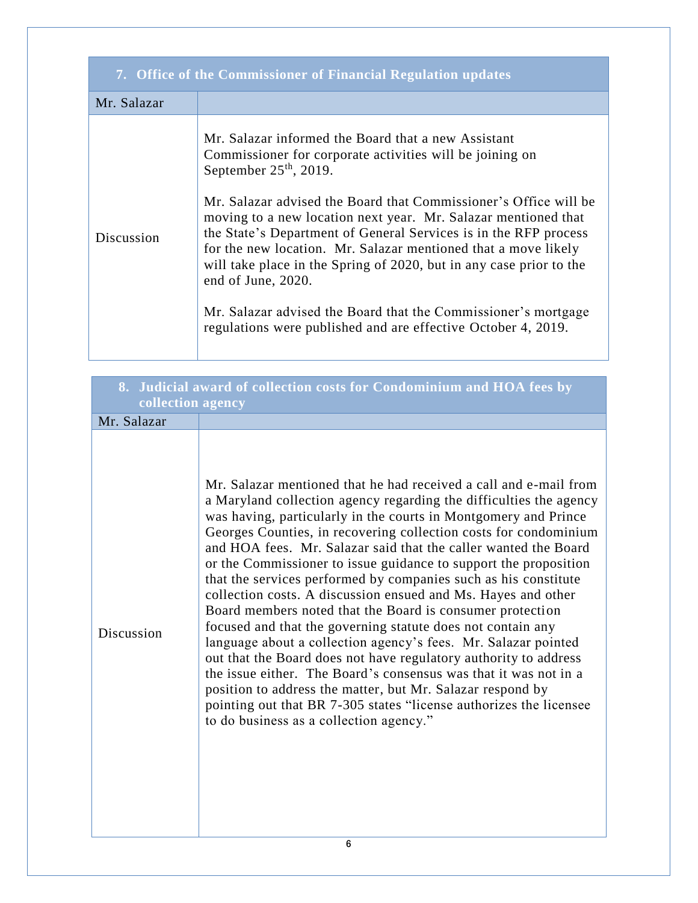| 7. Office of the Commissioner of Financial Regulation updates | |
|---|---|
| Mr. Salazar | |
| Discussion | Mr. Salazar informed the Board that a new Assistant Commissioner for corporate activities will be joining on September 25th, 2019.<br><br>Mr. Salazar advised the Board that Commissioner's Office will be moving to a new location next year. Mr. Salazar mentioned that the State's Department of General Services is in the RFP process for the new location. Mr. Salazar mentioned that a move likely will take place in the Spring of 2020, but in any case prior to the end of June, 2020.<br><br>Mr. Salazar advised the Board that the Commissioner's mortgage regulations were published and are effective October 4, 2019. |

| 8. Judicial award of collection costs for Condominium and HOA fees by collection agency | |
|---|---|
| Mr. Salazar | |
| Discussion | Mr. Salazar mentioned that he had received a call and e-mail from a Maryland collection agency regarding the difficulties the agency was having, particularly in the courts in Montgomery and Prince Georges Counties, in recovering collection costs for condominium and HOA fees. Mr. Salazar said that the caller wanted the Board or the Commissioner to issue guidance to support the proposition that the services performed by companies such as his constitute collection costs. A discussion ensued and Ms. Hayes and other Board members noted that the Board is consumer protection focused and that the governing statute does not contain any language about a collection agency's fees. Mr. Salazar pointed out that the Board does not have regulatory authority to address the issue either. The Board's consensus was that it was not in a position to address the matter, but Mr. Salazar respond by pointing out that BR 7-305 states "license authorizes the licensee to do business as a collection agency." |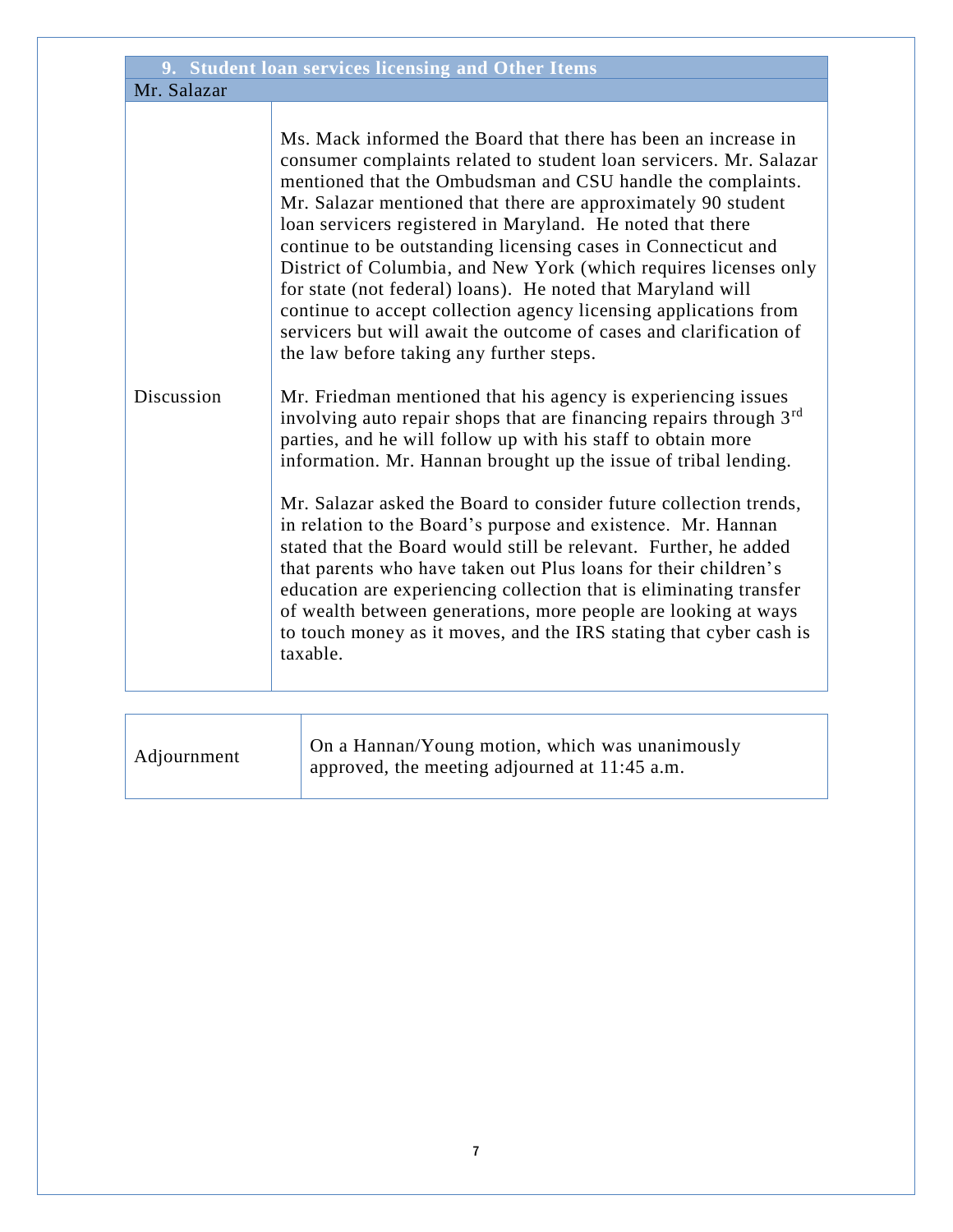| 9. Student loan services licensing and Other Items | |
|---|---|
| Mr. Salazar | |
| Discussion | Ms. Mack informed the Board that there has been an increase in consumer complaints related to student loan servicers. Mr. Salazar mentioned that the Ombudsman and CSU handle the complaints. Mr. Salazar mentioned that there are approximately 90 student loan servicers registered in Maryland. He noted that there continue to be outstanding licensing cases in Connecticut and District of Columbia, and New York (which requires licenses only for state (not federal) loans). He noted that Maryland will continue to accept collection agency licensing applications from servicers but will await the outcome of cases and clarification of the law before taking any further steps.<br><br>Mr. Friedman mentioned that his agency is experiencing issues involving auto repair shops that are financing repairs through 3rd parties, and he will follow up with his staff to obtain more information. Mr. Hannan brought up the issue of tribal lending.<br><br>Mr. Salazar asked the Board to consider future collection trends, in relation to the Board's purpose and existence. Mr. Hannan stated that the Board would still be relevant. Further, he added that parents who have taken out Plus loans for their children's education are experiencing collection that is eliminating transfer of wealth between generations, more people are looking at ways to touch money as it moves, and the IRS stating that cyber cash is taxable. |

| | |
|---|---|
| Adjournment | On a Hannan/Young motion, which was unanimously approved, the meeting adjourned at 11:45 a.m. |